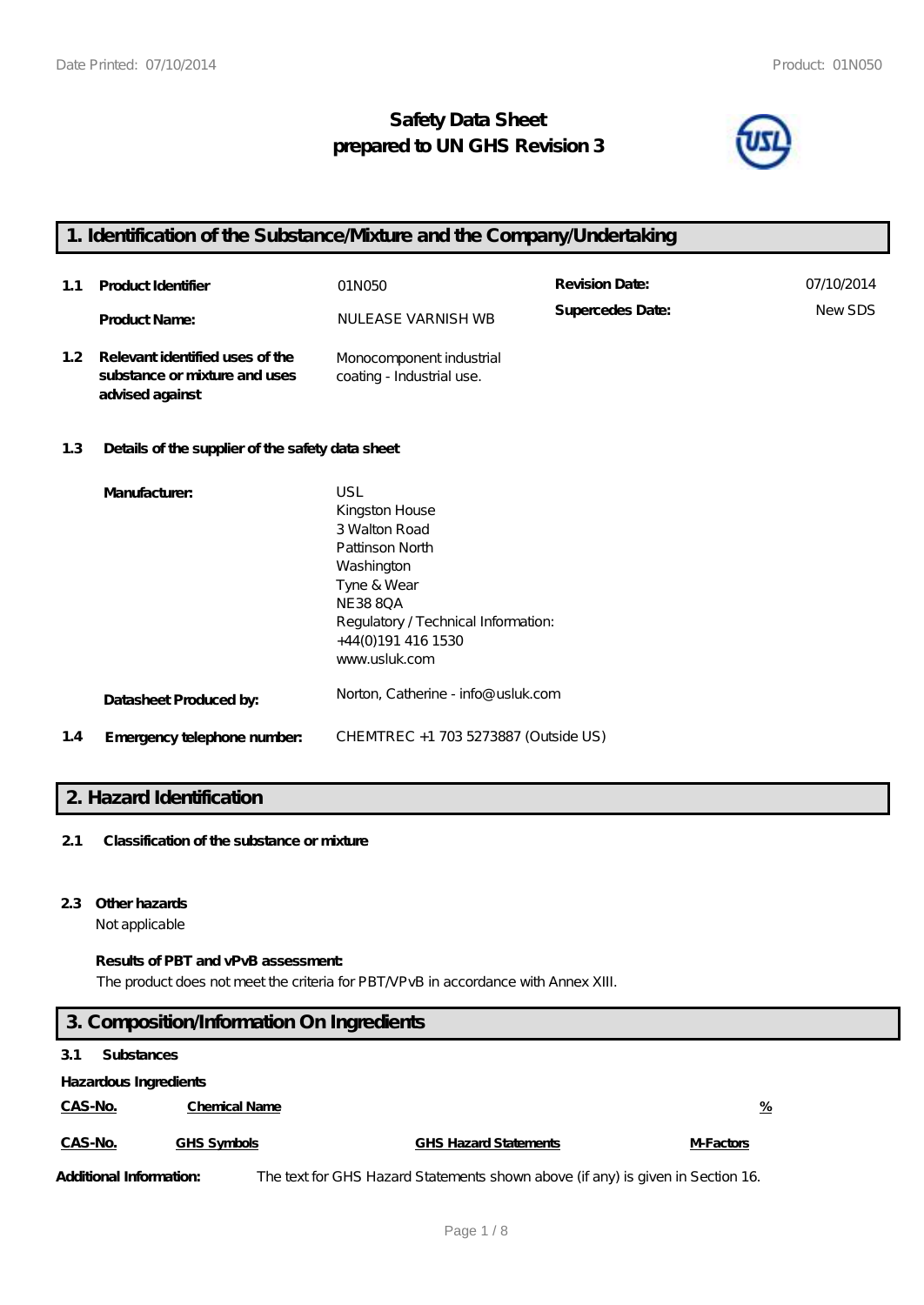# Safety Data Sheet
## prepared to UN GHS Revision 3

## 1. Identification of the Substance/Mixture and the Company/Undertaking

| | | | | |
|---|---|---|---|---|
| 1.1 | **Product Identifier** | 01N050 | **Revision Date:** | 07/10/2014 |
| | **Product Name:** | NULEASE VARNISH WB | **Supercedes Date:** | New SDS |
| 1.2 | **Relevant identified uses of the substance or mixture and uses advised against** | Monocomponent industrial coating - Industrial use. | | |

**1.3 Details of the supplier of the safety data sheet**

**Manufacturer:**
USL
Kingston House
3 Walton Road
Pattinson North
Washington
Tyne & Wear
NE38 8QA
Regulatory / Technical Information:
+44(0)191 416 1530
www.usluk.com

**Datasheet Produced by:** Norton, Catherine - info@usluk.com

**1.4 Emergency telephone number:** CHEMTREC +1 703 5273887 (Outside US)

## 2. Hazard Identification

**2.1 Classification of the substance or mixture**

**2.3 Other hazards**
Not applicable

**Results of PBT and vPvB assessment:**
The product does not meet the criteria for PBT/VPvB in accordance with Annex XIII.

## 3. Composition/Information On Ingredients

**3.1 Substances**

**Hazardous Ingredients**

| CAS-No. | Chemical Name | | % |
|---|---|---|---|

| CAS-No. | GHS Symbols | GHS Hazard Statements | M-Factors |
|---|---|---|---|

**Additional Information:** The text for GHS Hazard Statements shown above (if any) is given in Section 16.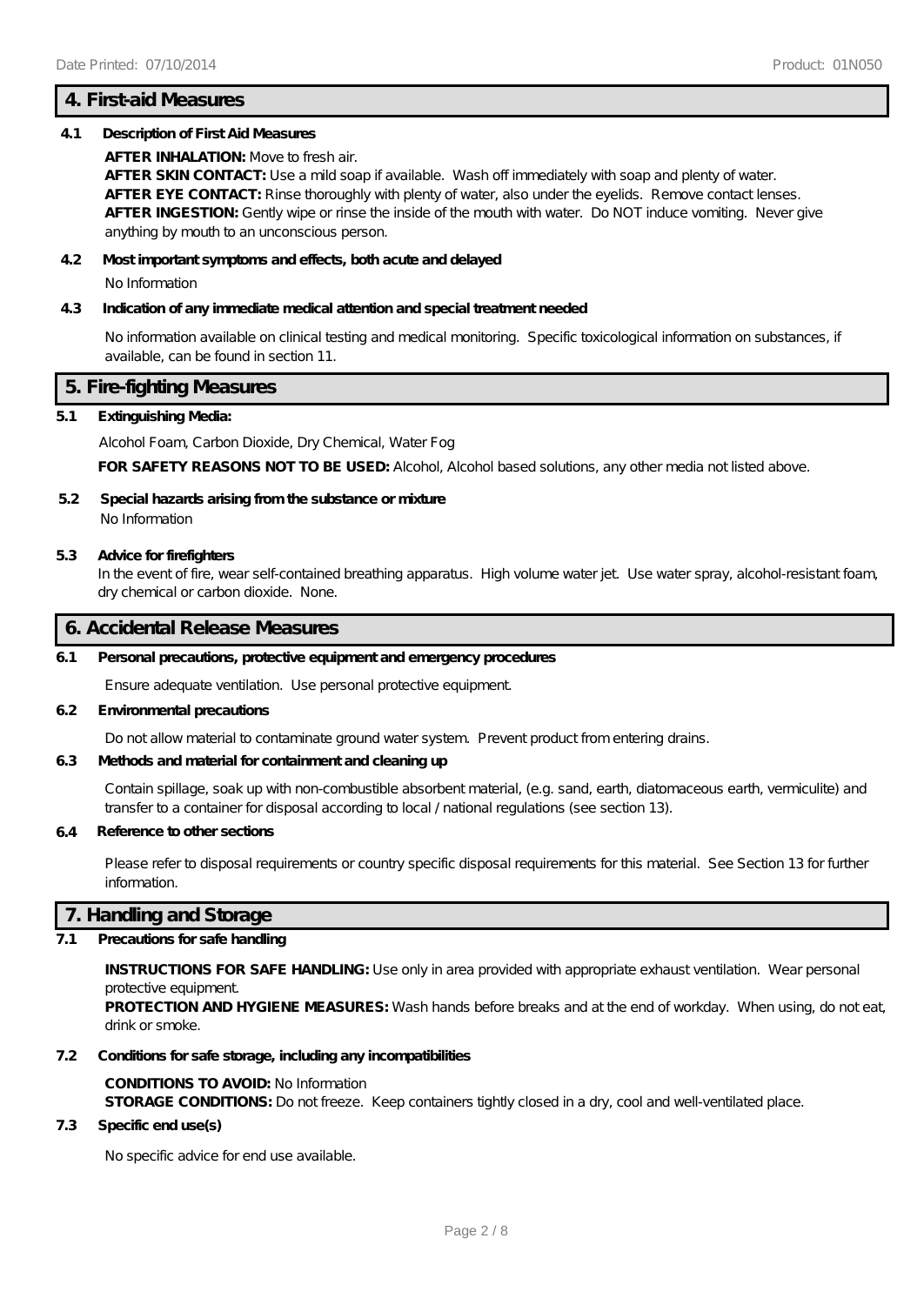## 4. First-aid Measures

### 4.1 Description of First Aid Measures

**AFTER INHALATION:** Move to fresh air.
**AFTER SKIN CONTACT:** Use a mild soap if available. Wash off immediately with soap and plenty of water.
**AFTER EYE CONTACT:** Rinse thoroughly with plenty of water, also under the eyelids. Remove contact lenses.
**AFTER INGESTION:** Gently wipe or rinse the inside of the mouth with water. Do NOT induce vomiting. Never give anything by mouth to an unconscious person.

### 4.2 Most important symptoms and effects, both acute and delayed

No Information

### 4.3 Indication of any immediate medical attention and special treatment needed

No information available on clinical testing and medical monitoring. Specific toxicological information on substances, if available, can be found in section 11.

## 5. Fire-fighting Measures

### 5.1 Extinguishing Media:

Alcohol Foam, Carbon Dioxide, Dry Chemical, Water Fog

**FOR SAFETY REASONS NOT TO BE USED:** Alcohol, Alcohol based solutions, any other media not listed above.

### 5.2 Special hazards arising from the substance or mixture

No Information

### 5.3 Advice for firefighters

In the event of fire, wear self-contained breathing apparatus. High volume water jet. Use water spray, alcohol-resistant foam, dry chemical or carbon dioxide. None.

## 6. Accidental Release Measures

### 6.1 Personal precautions, protective equipment and emergency procedures

Ensure adequate ventilation. Use personal protective equipment.

### 6.2 Environmental precautions

Do not allow material to contaminate ground water system. Prevent product from entering drains.

### 6.3 Methods and material for containment and cleaning up

Contain spillage, soak up with non-combustible absorbent material, (e.g. sand, earth, diatomaceous earth, vermiculite) and transfer to a container for disposal according to local / national regulations (see section 13).

### 6.4 Reference to other sections

Please refer to disposal requirements or country specific disposal requirements for this material. See Section 13 for further information.

## 7. Handling and Storage

### 7.1 Precautions for safe handling

**INSTRUCTIONS FOR SAFE HANDLING:** Use only in area provided with appropriate exhaust ventilation. Wear personal protective equipment.
**PROTECTION AND HYGIENE MEASURES:** Wash hands before breaks and at the end of workday. When using, do not eat, drink or smoke.

### 7.2 Conditions for safe storage, including any incompatibilities

**CONDITIONS TO AVOID:** No Information
**STORAGE CONDITIONS:** Do not freeze. Keep containers tightly closed in a dry, cool and well-ventilated place.

### 7.3 Specific end use(s)

No specific advice for end use available.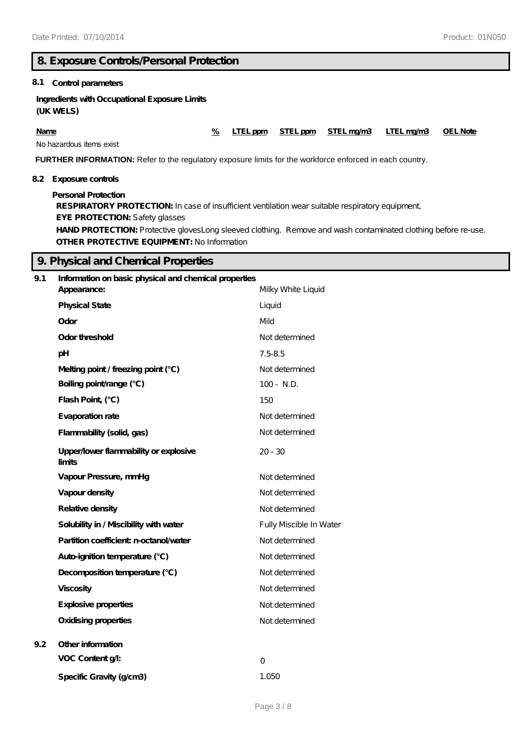## 8. Exposure Controls/Personal Protection

### 8.1 Control parameters

**Ingredients with Occupational Exposure Limits (UK WELS)**

| Name | % | LTEL ppm | STEL ppm | STEL mg/m3 | LTEL mg/m3 | OEL Note |
|---|---|---|---|---|---|---|
| No hazardous items exist | | | | | | |

**FURTHER INFORMATION:** Refer to the regulatory exposure limits for the workforce enforced in each country.

### 8.2 Exposure controls

**Personal Protection**

**RESPIRATORY PROTECTION:** In case of insufficient ventilation wear suitable respiratory equipment.

**EYE PROTECTION:** Safety glasses

**HAND PROTECTION:** Protective glovesLong sleeved clothing. Remove and wash contaminated clothing before re-use.

**OTHER PROTECTIVE EQUIPMENT:** No Information

## 9. Physical and Chemical Properties

### 9.1 Information on basic physical and chemical properties

| Property | Value |
|---|---|
| **Appearance:** | Milky White Liquid |
| **Physical State** | Liquid |
| **Odor** | Mild |
| **Odor threshold** | Not determined |
| **pH** | 7.5-8.5 |
| **Melting point / freezing point (°C)** | Not determined |
| **Boiling point/range (°C)** | 100 - N.D. |
| **Flash Point, (°C)** | 150 |
| **Evaporation rate** | Not determined |
| **Flammability (solid, gas)** | Not determined |
| **Upper/lower flammability or explosive limits** | 20 - 30 |
| **Vapour Pressure, mmHg** | Not determined |
| **Vapour density** | Not determined |
| **Relative density** | Not determined |
| **Solubility in / Miscibility with water** | Fully Miscible In Water |
| **Partition coefficient: n-octanol/water** | Not determined |
| **Auto-ignition temperature (°C)** | Not determined |
| **Decomposition temperature (°C)** | Not determined |
| **Viscosity** | Not determined |
| **Explosive properties** | Not determined |
| **Oxidising properties** | Not determined |

### 9.2 Other information

| Property | Value |
|---|---|
| **VOC Content g/l:** | 0 |
| **Specific Gravity (g/cm3)** | 1.050 |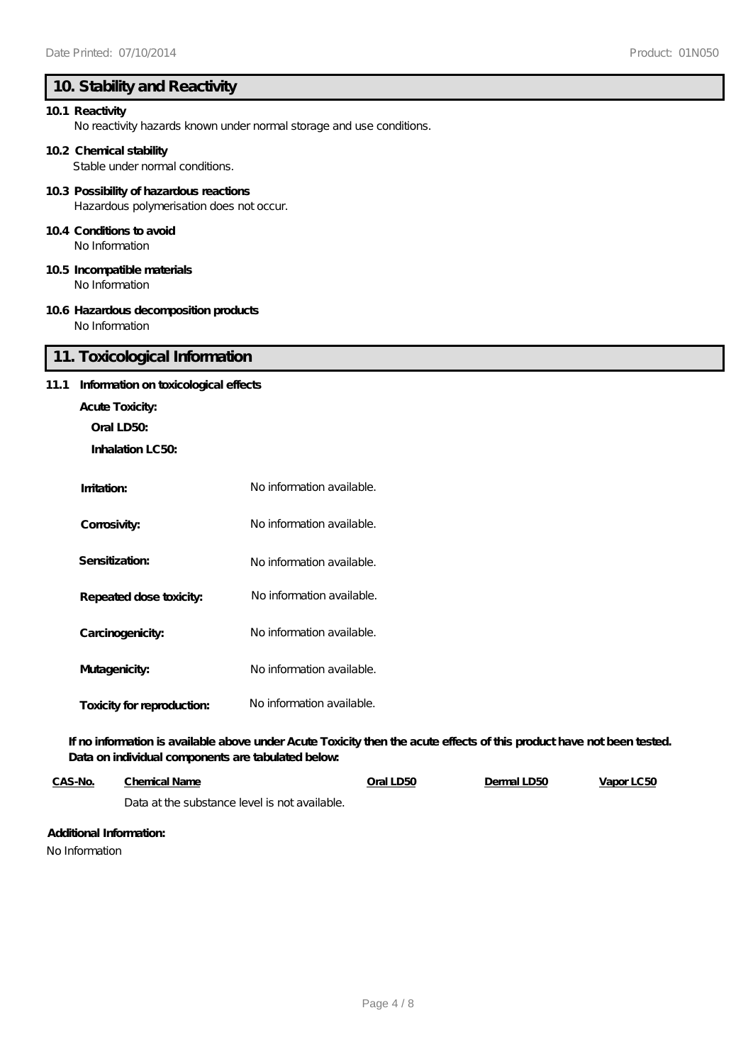## 10. Stability and Reactivity

**10.1 Reactivity**

No reactivity hazards known under normal storage and use conditions.

**10.2 Chemical stability**

Stable under normal conditions.

**10.3 Possibility of hazardous reactions**

Hazardous polymerisation does not occur.

**10.4 Conditions to avoid**

No Information

**10.5 Incompatible materials**

No Information

**10.6 Hazardous decomposition products**

No Information

## 11. Toxicological Information

**11.1 Information on toxicological effects**

**Acute Toxicity:**

**Oral LD50:**

**Inhalation LC50:**

| | |
|---|---|
| **Irritation:** | No information available. |
| **Corrosivity:** | No information available. |
| **Sensitization:** | No information available. |
| **Repeated dose toxicity:** | No information available. |
| **Carcinogenicity:** | No information available. |
| **Mutagenicity:** | No information available. |
| **Toxicity for reproduction:** | No information available. |

**If no information is available above under Acute Toxicity then the acute effects of this product have not been tested. Data on individual components are tabulated below:**

| CAS-No. | Chemical Name | Oral LD50 | Dermal LD50 | Vapor LC50 |
|---|---|---|---|---|
| | Data at the substance level is not available. | | | |

**Additional Information:**

No Information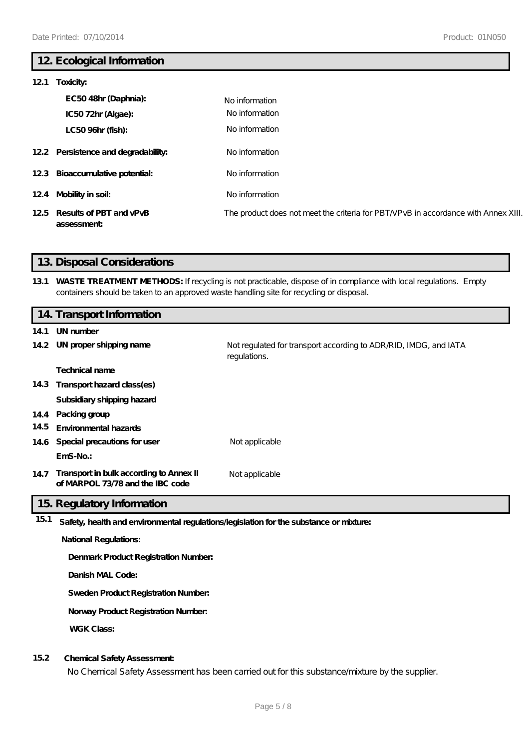## 12. Ecological Information

**12.1 Toxicity:**

| | |
|---|---|
| **EC50 48hr (Daphnia):** | No information |
| **IC50 72hr (Algae):** | No information |
| **LC50 96hr (fish):** | No information |

| | |
|---|---|
| **12.2 Persistence and degradability:** | No information |
| **12.3 Bioaccumulative potential:** | No information |
| **12.4 Mobility in soil:** | No information |
| **12.5 Results of PBT and vPvB assessment:** | The product does not meet the criteria for PBT/VPvB in accordance with Annex XIII. |

## 13. Disposal Considerations

**13.1 WASTE TREATMENT METHODS:** If recycling is not practicable, dispose of in compliance with local regulations. Empty containers should be taken to an approved waste handling site for recycling or disposal.

## 14. Transport Information

| | |
|---|---|
| **14.1 UN number** | |
| **14.2 UN proper shipping name** | Not regulated for transport according to ADR/RID, IMDG, and IATA regulations. |
| **Technical name** | |
| **14.3 Transport hazard class(es)** | |
| **Subsidiary shipping hazard** | |
| **14.4 Packing group** | |
| **14.5 Environmental hazards** | |
| **14.6 Special precautions for user** | Not applicable |
| **EmS-No.:** | |
| **14.7 Transport in bulk according to Annex II of MARPOL 73/78 and the IBC code** | Not applicable |

## 15. Regulatory Information

**15.1 Safety, health and environmental regulations/legislation for the substance or mixture:**

**National Regulations:**

**Denmark Product Registration Number:**

**Danish MAL Code:**

**Sweden Product Registration Number:**

**Norway Product Registration Number:**

**WGK Class:**

**15.2 Chemical Safety Assessment:**

No Chemical Safety Assessment has been carried out for this substance/mixture by the supplier.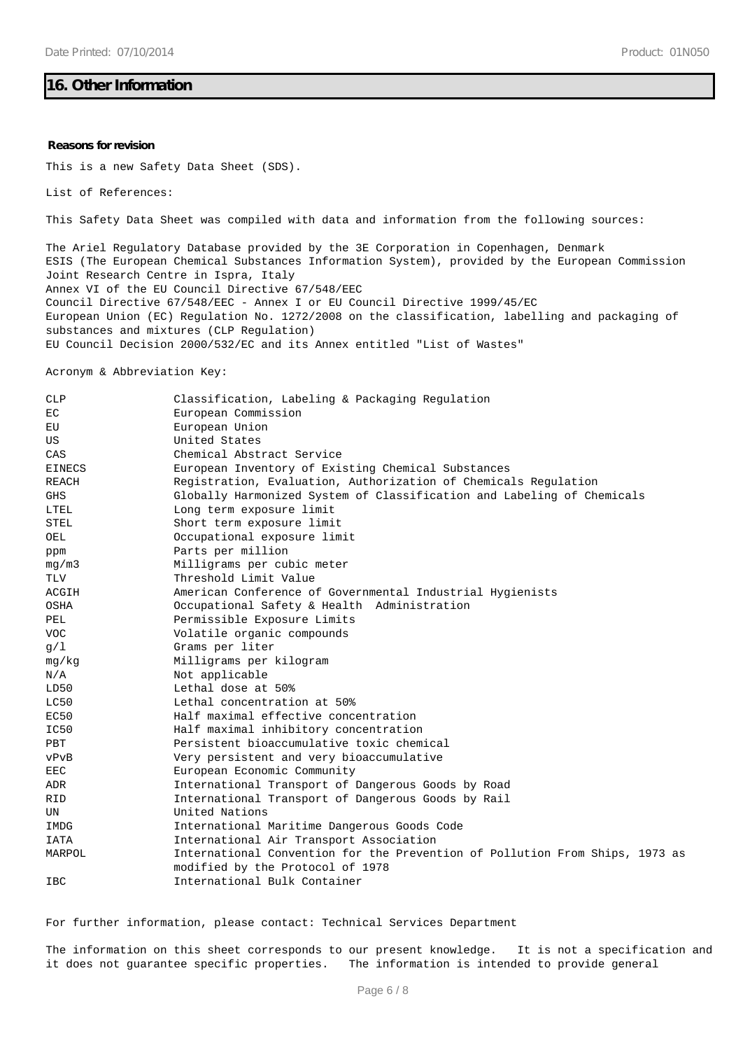## 16. Other Information

**Reasons for revision**

This is a new Safety Data Sheet (SDS).

List of References:

This Safety Data Sheet was compiled with data and information from the following sources:

The Ariel Regulatory Database provided by the 3E Corporation in Copenhagen, Denmark
ESIS (The European Chemical Substances Information System), provided by the European Commission Joint Research Centre in Ispra, Italy
Annex VI of the EU Council Directive 67/548/EEC
Council Directive 67/548/EEC - Annex I or EU Council Directive 1999/45/EC
European Union (EC) Regulation No. 1272/2008 on the classification, labelling and packaging of substances and mixtures (CLP Regulation)
EU Council Decision 2000/532/EC and its Annex entitled "List of Wastes"

Acronym & Abbreviation Key:

| | |
|---|---|
| CLP | Classification, Labeling & Packaging Regulation |
| EC | European Commission |
| EU | European Union |
| US | United States |
| CAS | Chemical Abstract Service |
| EINECS | European Inventory of Existing Chemical Substances |
| REACH | Registration, Evaluation, Authorization of Chemicals Regulation |
| GHS | Globally Harmonized System of Classification and Labeling of Chemicals |
| LTEL | Long term exposure limit |
| STEL | Short term exposure limit |
| OEL | Occupational exposure limit |
| ppm | Parts per million |
| mg/m3 | Milligrams per cubic meter |
| TLV | Threshold Limit Value |
| ACGIH | American Conference of Governmental Industrial Hygienists |
| OSHA | Occupational Safety & Health Administration |
| PEL | Permissible Exposure Limits |
| VOC | Volatile organic compounds |
| g/l | Grams per liter |
| mg/kg | Milligrams per kilogram |
| N/A | Not applicable |
| LD50 | Lethal dose at 50% |
| LC50 | Lethal concentration at 50% |
| EC50 | Half maximal effective concentration |
| IC50 | Half maximal inhibitory concentration |
| PBT | Persistent bioaccumulative toxic chemical |
| vPvB | Very persistent and very bioaccumulative |
| EEC | European Economic Community |
| ADR | International Transport of Dangerous Goods by Road |
| RID | International Transport of Dangerous Goods by Rail |
| UN | United Nations |
| IMDG | International Maritime Dangerous Goods Code |
| IATA | International Air Transport Association |
| MARPOL | International Convention for the Prevention of Pollution From Ships, 1973 as modified by the Protocol of 1978 |
| IBC | International Bulk Container |

For further information, please contact: Technical Services Department

The information on this sheet corresponds to our present knowledge. It is not a specification and it does not guarantee specific properties. The information is intended to provide general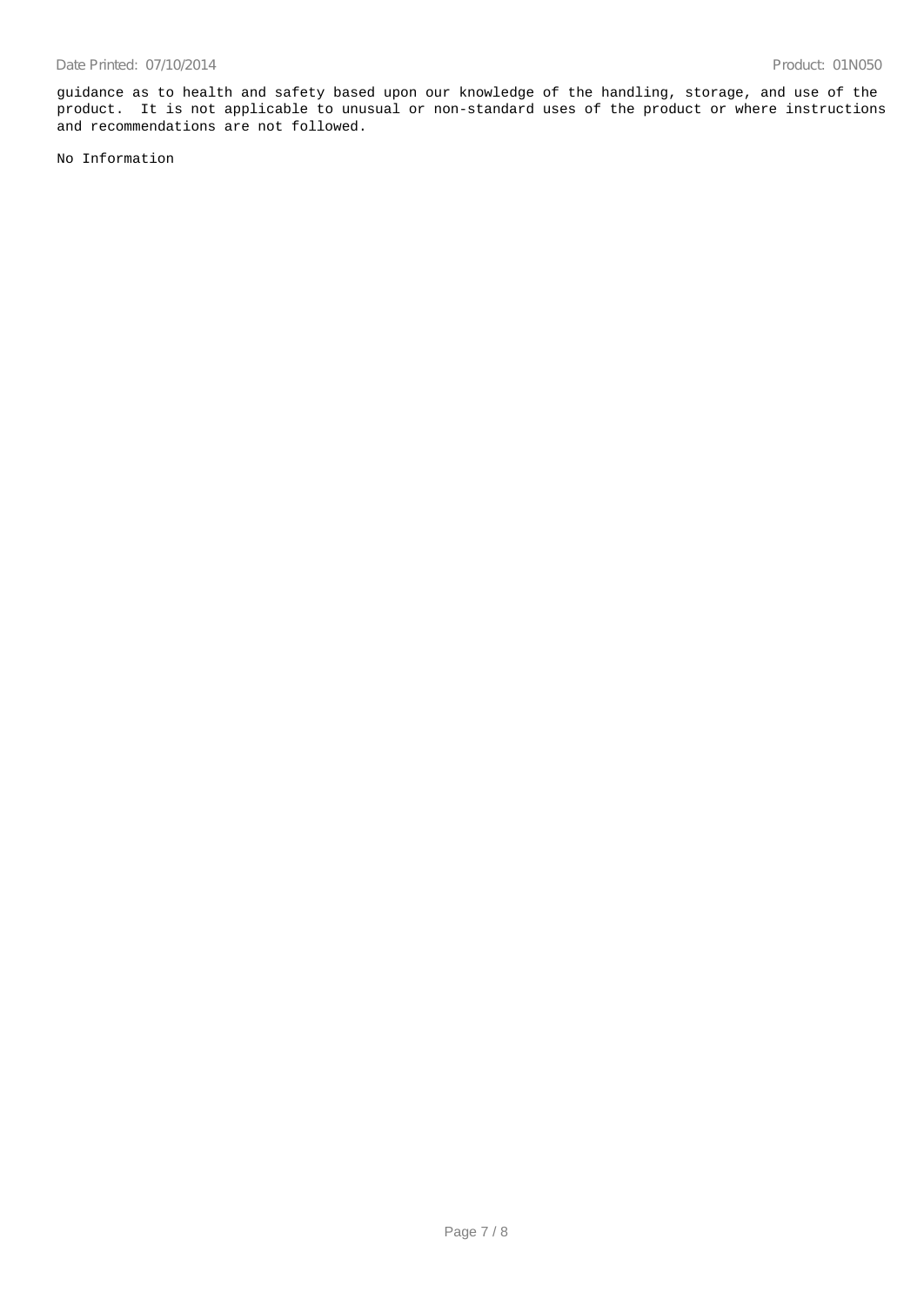guidance as to health and safety based upon our knowledge of the handling, storage, and use of the product. It is not applicable to unusual or non-standard uses of the product or where instructions and recommendations are not followed.

No Information